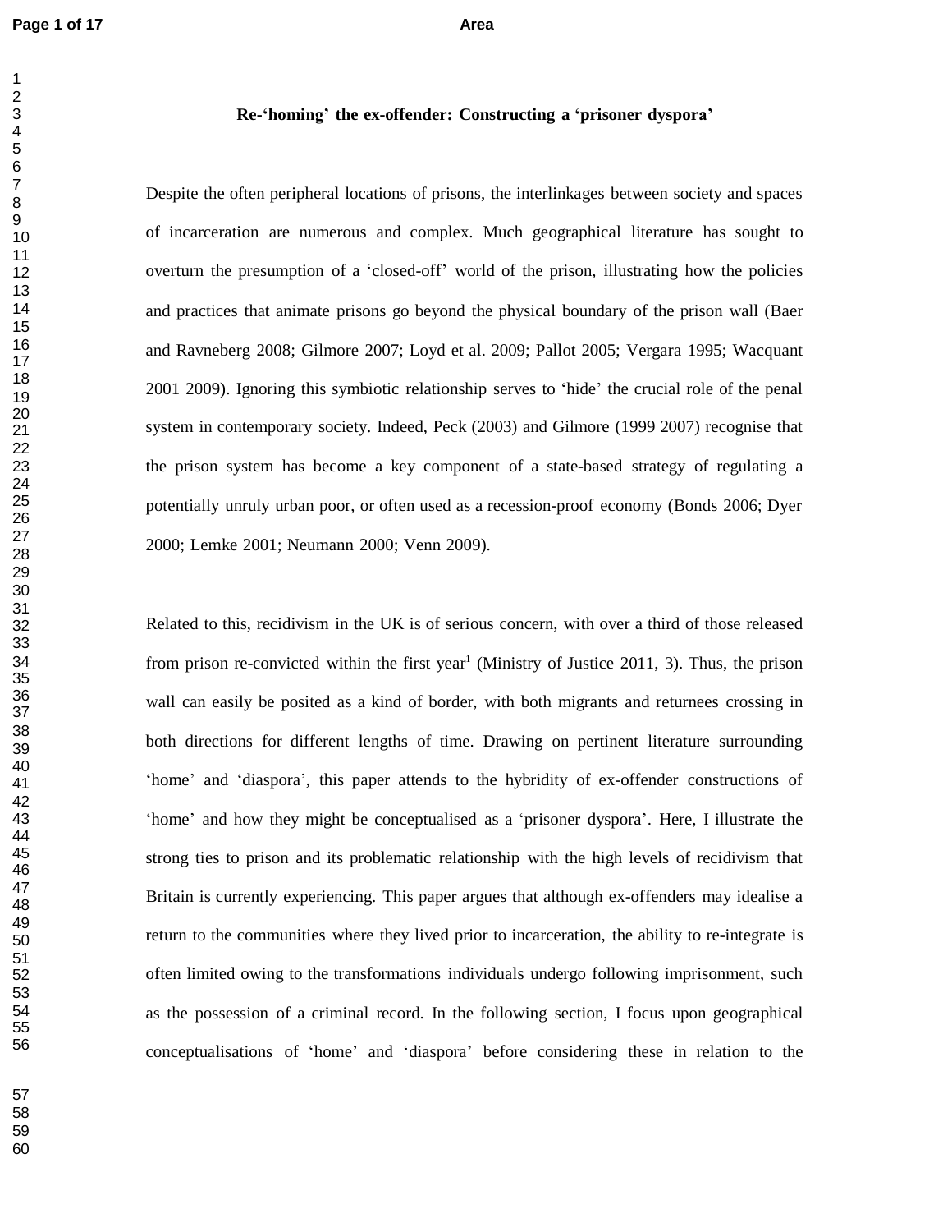# Re-'homing' the ex-offender: Constructing a 'prisoner dyspora'

Despite the often peripheral locations of prisons, the interlinkages between society and spaces of incarceration are numerous and complex. Much geographical literature has sought to overturn the presumption of a 'closed-off' world of the prison, illustrating how the policies and practices that animate prisons go beyond the physical boundary of the prison wall (Baer and Ravneberg 2008; Gilmore 2007; Loyd et al. 2009; Pallot 2005; Vergara 1995; Wacquant 2001 2009). Ignoring this symbiotic relationship serves to 'hide' the crucial role of the penal system in contemporary society. Indeed, Peck (2003) and Gilmore (1999 2007) recognise that the prison system has become a key component of a state-based strategy of regulating a potentially unruly urban poor, or often used as a recession-proof economy (Bonds 2006; Dyer 2000; Lemke 2001; Neumann 2000; Venn 2009).

Related to this, recidivism in the UK is of serious concern, with over a third of those released from prison re-convicted within the first year[1] (Ministry of Justice 2011, 3). Thus, the prison wall can easily be posited as a kind of border, with both migrants and returnees crossing in both directions for different lengths of time. Drawing on pertinent literature surrounding 'home' and 'diaspora', this paper attends to the hybridity of ex-offender constructions of 'home' and how they might be conceptualised as a 'prisoner dyspora'. Here, I illustrate the strong ties to prison and its problematic relationship with the high levels of recidivism that Britain is currently experiencing. This paper argues that although ex-offenders may idealise a return to the communities where they lived prior to incarceration, the ability to re-integrate is often limited owing to the transformations individuals undergo following imprisonment, such as the possession of a criminal record. In the following section, I focus upon geographical conceptualisations of 'home' and 'diaspora' before considering these in relation to the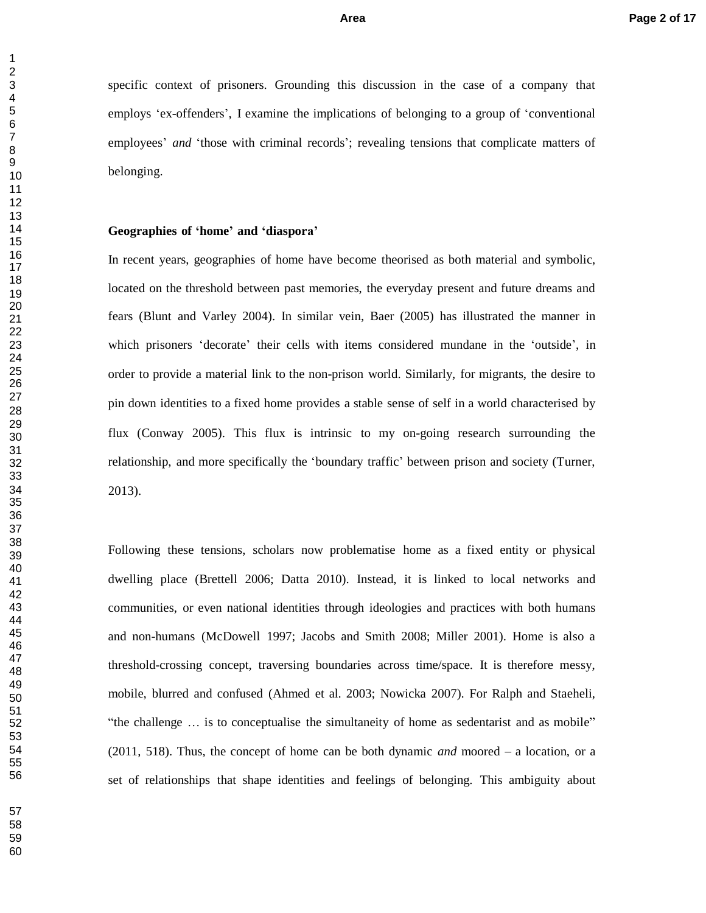specific context of prisoners. Grounding this discussion in the case of a company that employs ‘ex-offenders’, I examine the implications of belonging to a group of ‘conventional employees’ *and* ‘those with criminal records’; revealing tensions that complicate matters of belonging.

**Geographies of ‘home’ and ‘diaspora’**

In recent years, geographies of home have become theorised as both material and symbolic, located on the threshold between past memories, the everyday present and future dreams and fears (Blunt and Varley 2004). In similar vein, Baer (2005) has illustrated the manner in which prisoners ‘decorate’ their cells with items considered mundane in the ‘outside’, in order to provide a material link to the non-prison world. Similarly, for migrants, the desire to pin down identities to a fixed home provides a stable sense of self in a world characterised by flux (Conway 2005). This flux is intrinsic to my on-going research surrounding the relationship, and more specifically the ‘boundary traffic’ between prison and society (Turner, 2013).

Following these tensions, scholars now problematise home as a fixed entity or physical dwelling place (Brettell 2006; Datta 2010). Instead, it is linked to local networks and communities, or even national identities through ideologies and practices with both humans and non-humans (McDowell 1997; Jacobs and Smith 2008; Miller 2001). Home is also a threshold-crossing concept, traversing boundaries across time/space. It is therefore messy, mobile, blurred and confused (Ahmed et al. 2003; Nowicka 2007). For Ralph and Staeheli, “the challenge … is to conceptualise the simultaneity of home as sedentarist and as mobile” (2011, 518). Thus, the concept of home can be both dynamic *and* moored – a location, or a set of relationships that shape identities and feelings of belonging. This ambiguity about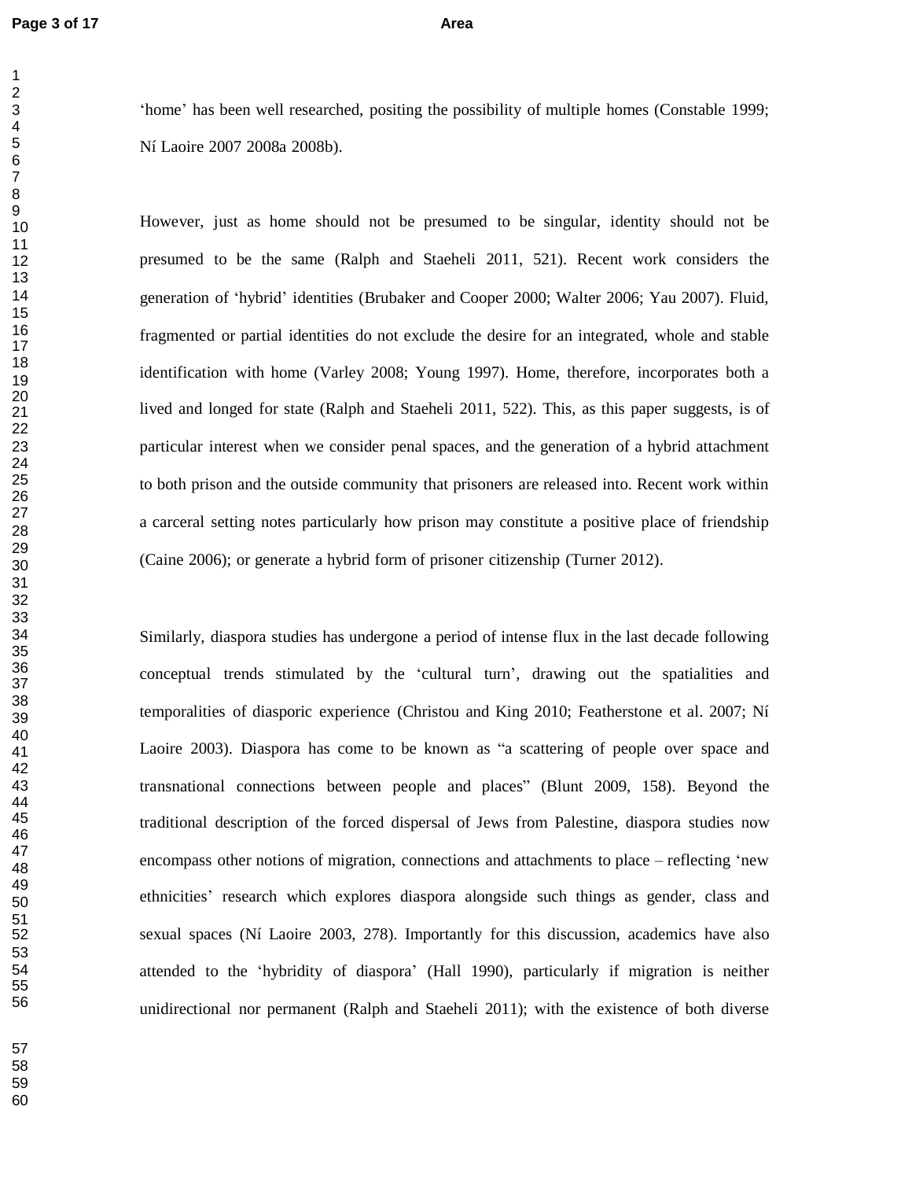'home' has been well researched, positing the possibility of multiple homes (Constable 1999; Ní Laoire 2007 2008a 2008b).

However, just as home should not be presumed to be singular, identity should not be presumed to be the same (Ralph and Staeheli 2011, 521). Recent work considers the generation of 'hybrid' identities (Brubaker and Cooper 2000; Walter 2006; Yau 2007). Fluid, fragmented or partial identities do not exclude the desire for an integrated, whole and stable identification with home (Varley 2008; Young 1997). Home, therefore, incorporates both a lived and longed for state (Ralph and Staeheli 2011, 522). This, as this paper suggests, is of particular interest when we consider penal spaces, and the generation of a hybrid attachment to both prison and the outside community that prisoners are released into. Recent work within a carceral setting notes particularly how prison may constitute a positive place of friendship (Caine 2006); or generate a hybrid form of prisoner citizenship (Turner 2012).

Similarly, diaspora studies has undergone a period of intense flux in the last decade following conceptual trends stimulated by the 'cultural turn', drawing out the spatialities and temporalities of diasporic experience (Christou and King 2010; Featherstone et al. 2007; Ní Laoire 2003). Diaspora has come to be known as "a scattering of people over space and transnational connections between people and places" (Blunt 2009, 158). Beyond the traditional description of the forced dispersal of Jews from Palestine, diaspora studies now encompass other notions of migration, connections and attachments to place – reflecting 'new ethnicities' research which explores diaspora alongside such things as gender, class and sexual spaces (Ní Laoire 2003, 278). Importantly for this discussion, academics have also attended to the 'hybridity of diaspora' (Hall 1990), particularly if migration is neither unidirectional nor permanent (Ralph and Staeheli 2011); with the existence of both diverse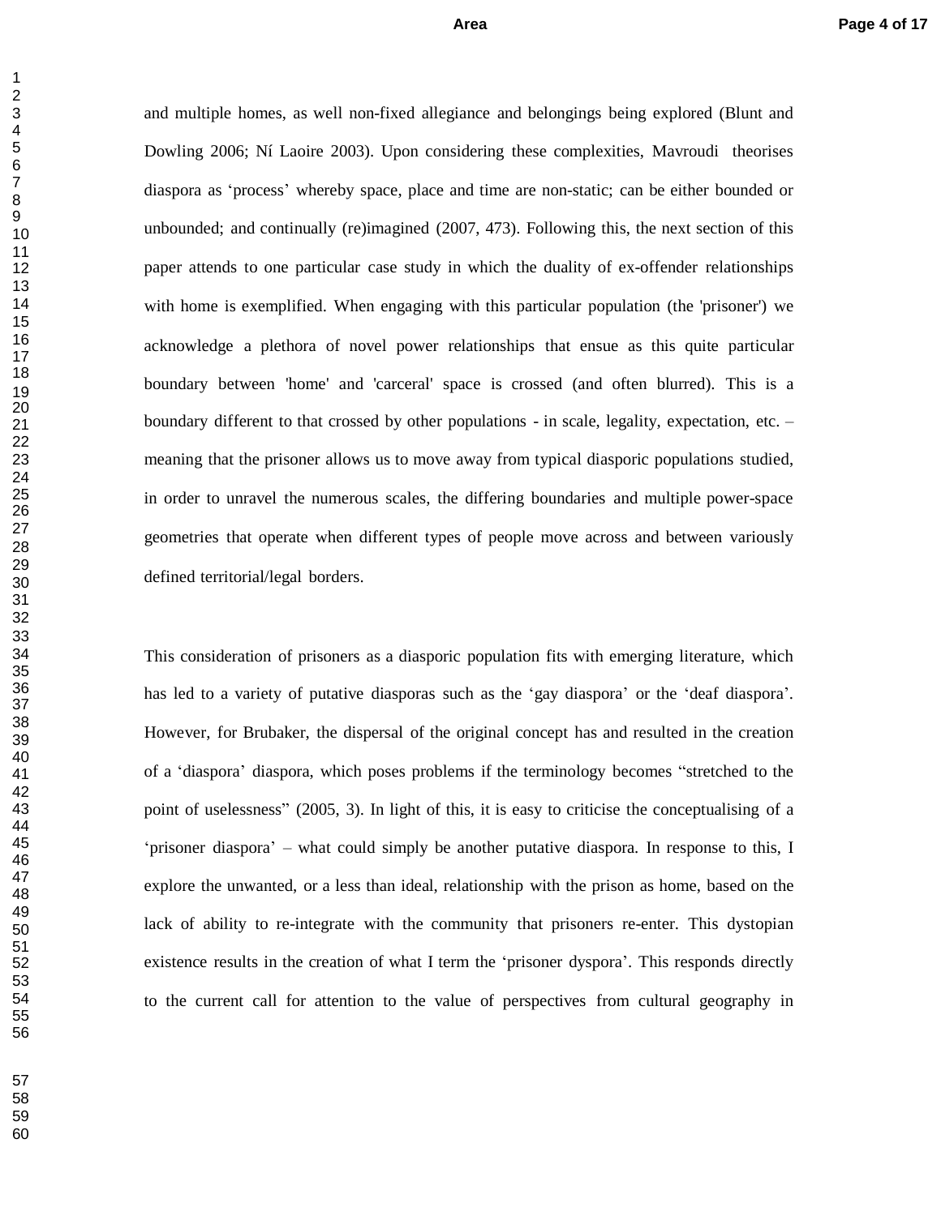and multiple homes, as well non-fixed allegiance and belongings being explored (Blunt and Dowling 2006; Ní Laoire 2003). Upon considering these complexities, Mavroudi theorises diaspora as 'process' whereby space, place and time are non-static; can be either bounded or unbounded; and continually (re)imagined (2007, 473). Following this, the next section of this paper attends to one particular case study in which the duality of ex-offender relationships with home is exemplified. When engaging with this particular population (the 'prisoner') we acknowledge a plethora of novel power relationships that ensue as this quite particular boundary between 'home' and 'carceral' space is crossed (and often blurred). This is a boundary different to that crossed by other populations - in scale, legality, expectation, etc. – meaning that the prisoner allows us to move away from typical diasporic populations studied, in order to unravel the numerous scales, the differing boundaries and multiple power-space geometries that operate when different types of people move across and between variously defined territorial/legal borders.

This consideration of prisoners as a diasporic population fits with emerging literature, which has led to a variety of putative diasporas such as the 'gay diaspora' or the 'deaf diaspora'. However, for Brubaker, the dispersal of the original concept has and resulted in the creation of a 'diaspora' diaspora, which poses problems if the terminology becomes "stretched to the point of uselessness" (2005, 3). In light of this, it is easy to criticise the conceptualising of a 'prisoner diaspora' – what could simply be another putative diaspora. In response to this, I explore the unwanted, or a less than ideal, relationship with the prison as home, based on the lack of ability to re-integrate with the community that prisoners re-enter. This dystopian existence results in the creation of what I term the 'prisoner dyspora'. This responds directly to the current call for attention to the value of perspectives from cultural geography in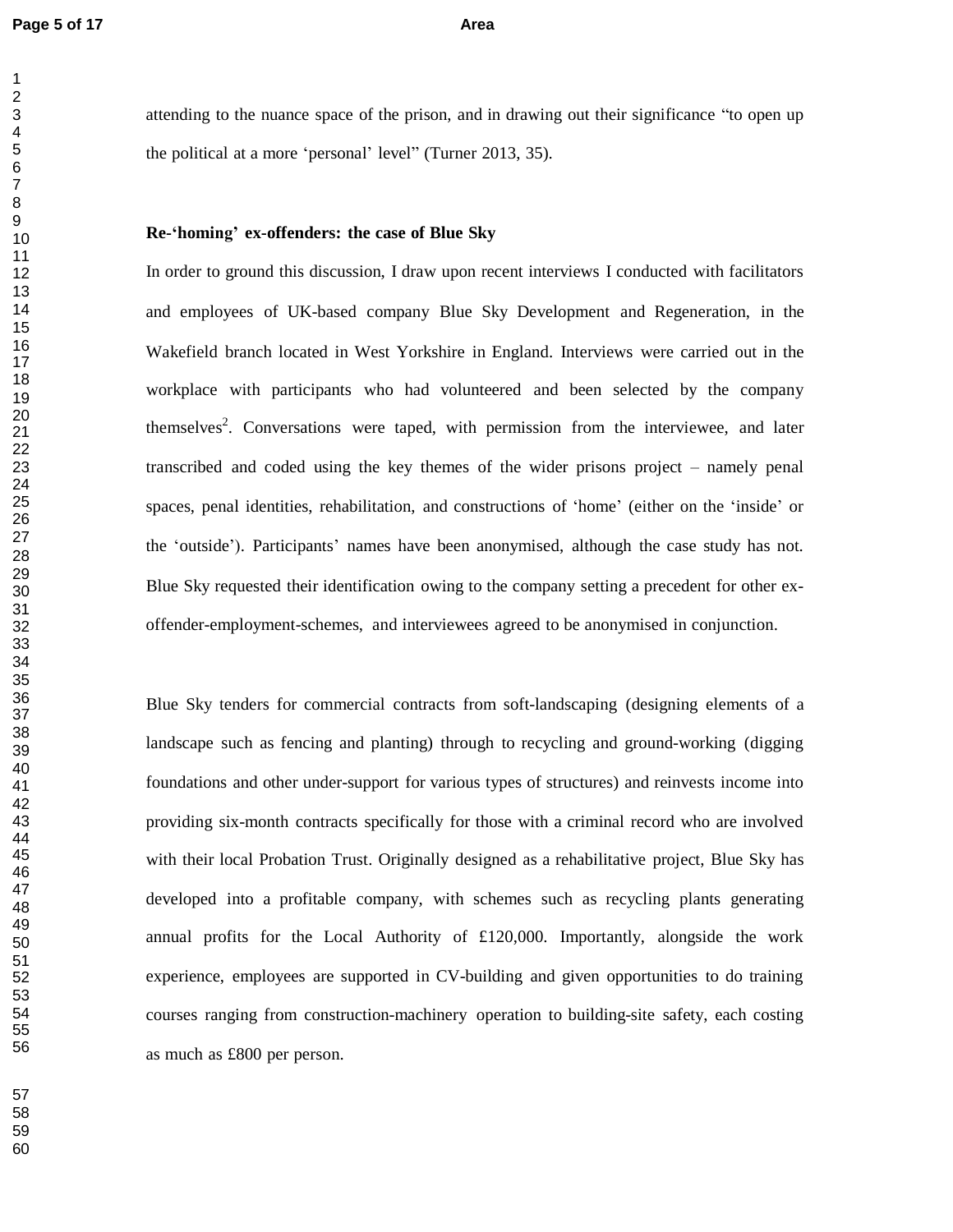attending to the nuance space of the prison, and in drawing out their significance "to open up the political at a more 'personal' level" (Turner 2013, 35).

## Re-'homing' ex-offenders: the case of Blue Sky

In order to ground this discussion, I draw upon recent interviews I conducted with facilitators and employees of UK-based company Blue Sky Development and Regeneration, in the Wakefield branch located in West Yorkshire in England. Interviews were carried out in the workplace with participants who had volunteered and been selected by the company themselves[2]. Conversations were taped, with permission from the interviewee, and later transcribed and coded using the key themes of the wider prisons project – namely penal spaces, penal identities, rehabilitation, and constructions of 'home' (either on the 'inside' or the 'outside'). Participants' names have been anonymised, although the case study has not. Blue Sky requested their identification owing to the company setting a precedent for other ex-offender-employment-schemes, and interviewees agreed to be anonymised in conjunction.

Blue Sky tenders for commercial contracts from soft-landscaping (designing elements of a landscape such as fencing and planting) through to recycling and ground-working (digging foundations and other under-support for various types of structures) and reinvests income into providing six-month contracts specifically for those with a criminal record who are involved with their local Probation Trust. Originally designed as a rehabilitative project, Blue Sky has developed into a profitable company, with schemes such as recycling plants generating annual profits for the Local Authority of £120,000. Importantly, alongside the work experience, employees are supported in CV-building and given opportunities to do training courses ranging from construction-machinery operation to building-site safety, each costing as much as £800 per person.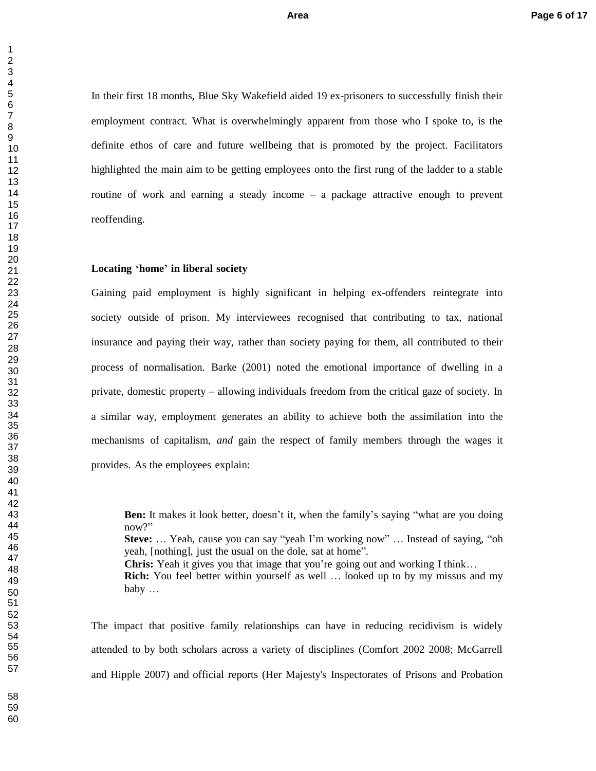In their first 18 months, Blue Sky Wakefield aided 19 ex-prisoners to successfully finish their employment contract. What is overwhelmingly apparent from those who I spoke to, is the definite ethos of care and future wellbeing that is promoted by the project. Facilitators highlighted the main aim to be getting employees onto the first rung of the ladder to a stable routine of work and earning a steady income – a package attractive enough to prevent reoffending.

**Locating 'home' in liberal society**

Gaining paid employment is highly significant in helping ex-offenders reintegrate into society outside of prison. My interviewees recognised that contributing to tax, national insurance and paying their way, rather than society paying for them, all contributed to their process of normalisation. Barke (2001) noted the emotional importance of dwelling in a private, domestic property – allowing individuals freedom from the critical gaze of society. In a similar way, employment generates an ability to achieve both the assimilation into the mechanisms of capitalism, *and* gain the respect of family members through the wages it provides. As the employees explain:

> **Ben:** It makes it look better, doesn't it, when the family's saying "what are you doing now?"
> **Steve:** … Yeah, cause you can say "yeah I'm working now" … Instead of saying, "oh yeah, [nothing], just the usual on the dole, sat at home".
> **Chris:** Yeah it gives you that image that you're going out and working I think…
> **Rich:** You feel better within yourself as well … looked up to by my missus and my baby …

The impact that positive family relationships can have in reducing recidivism is widely attended to by both scholars across a variety of disciplines (Comfort 2002 2008; McGarrell and Hipple 2007) and official reports (Her Majesty's Inspectorates of Prisons and Probation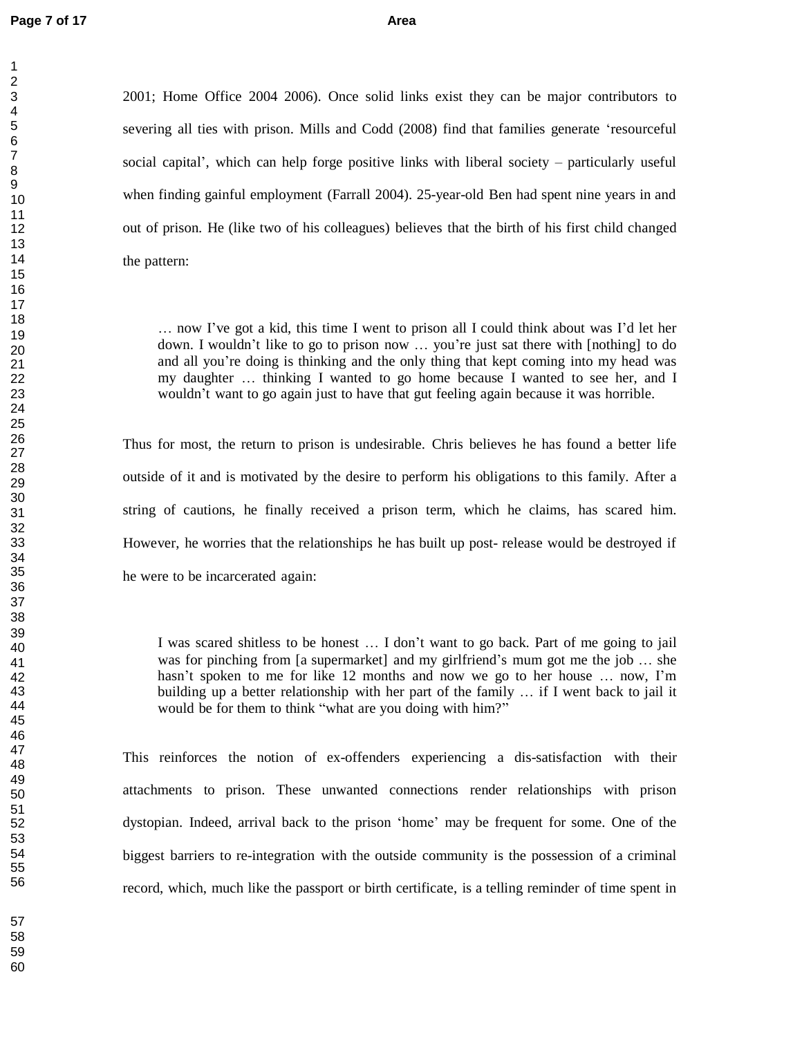2001; Home Office 2004 2006). Once solid links exist they can be major contributors to severing all ties with prison. Mills and Codd (2008) find that families generate 'resourceful social capital', which can help forge positive links with liberal society – particularly useful when finding gainful employment (Farrall 2004). 25-year-old Ben had spent nine years in and out of prison. He (like two of his colleagues) believes that the birth of his first child changed the pattern:

> … now I've got a kid, this time I went to prison all I could think about was I'd let her down. I wouldn't like to go to prison now … you're just sat there with [nothing] to do and all you're doing is thinking and the only thing that kept coming into my head was my daughter … thinking I wanted to go home because I wanted to see her, and I wouldn't want to go again just to have that gut feeling again because it was horrible.

Thus for most, the return to prison is undesirable. Chris believes he has found a better life outside of it and is motivated by the desire to perform his obligations to this family. After a string of cautions, he finally received a prison term, which he claims, has scared him. However, he worries that the relationships he has built up post- release would be destroyed if he were to be incarcerated again:

> I was scared shitless to be honest … I don't want to go back. Part of me going to jail was for pinching from [a supermarket] and my girlfriend's mum got me the job … she hasn't spoken to me for like 12 months and now we go to her house … now, I'm building up a better relationship with her part of the family … if I went back to jail it would be for them to think "what are you doing with him?"

This reinforces the notion of ex-offenders experiencing a dis-satisfaction with their attachments to prison. These unwanted connections render relationships with prison dystopian. Indeed, arrival back to the prison 'home' may be frequent for some. One of the biggest barriers to re-integration with the outside community is the possession of a criminal record, which, much like the passport or birth certificate, is a telling reminder of time spent in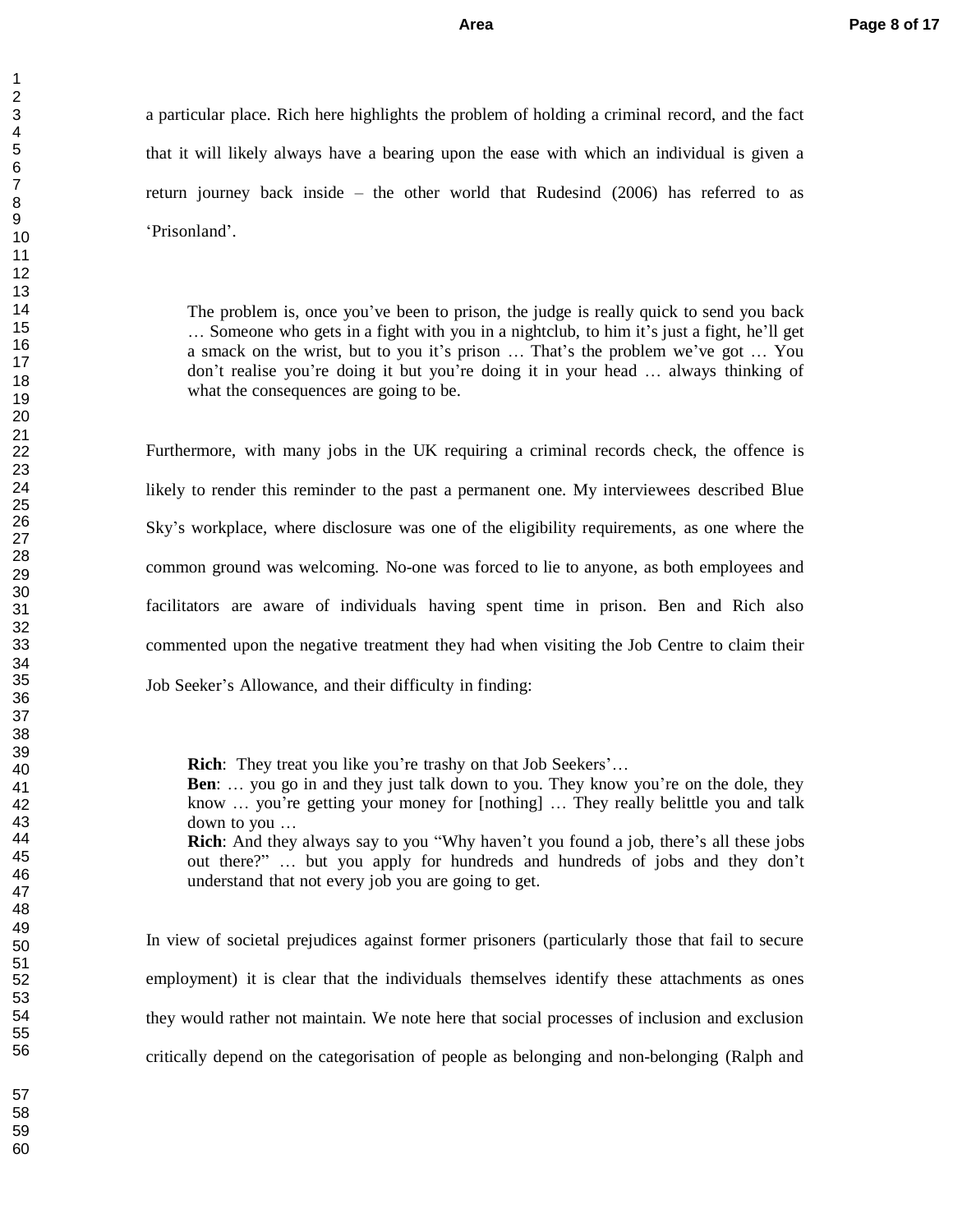a particular place. Rich here highlights the problem of holding a criminal record, and the fact that it will likely always have a bearing upon the ease with which an individual is given a return journey back inside – the other world that Rudesind (2006) has referred to as 'Prisonland'.

> The problem is, once you've been to prison, the judge is really quick to send you back … Someone who gets in a fight with you in a nightclub, to him it's just a fight, he'll get a smack on the wrist, but to you it's prison … That's the problem we've got … You don't realise you're doing it but you're doing it in your head … always thinking of what the consequences are going to be.

Furthermore, with many jobs in the UK requiring a criminal records check, the offence is likely to render this reminder to the past a permanent one. My interviewees described Blue Sky's workplace, where disclosure was one of the eligibility requirements, as one where the common ground was welcoming. No-one was forced to lie to anyone, as both employees and facilitators are aware of individuals having spent time in prison. Ben and Rich also commented upon the negative treatment they had when visiting the Job Centre to claim their Job Seeker's Allowance, and their difficulty in finding:

> **Rich**: They treat you like you're trashy on that Job Seekers'…
> **Ben**: … you go in and they just talk down to you. They know you're on the dole, they know … you're getting your money for [nothing] … They really belittle you and talk down to you …
> **Rich**: And they always say to you "Why haven't you found a job, there's all these jobs out there?" … but you apply for hundreds and hundreds of jobs and they don't understand that not every job you are going to get.

In view of societal prejudices against former prisoners (particularly those that fail to secure employment) it is clear that the individuals themselves identify these attachments as ones they would rather not maintain. We note here that social processes of inclusion and exclusion critically depend on the categorisation of people as belonging and non-belonging (Ralph and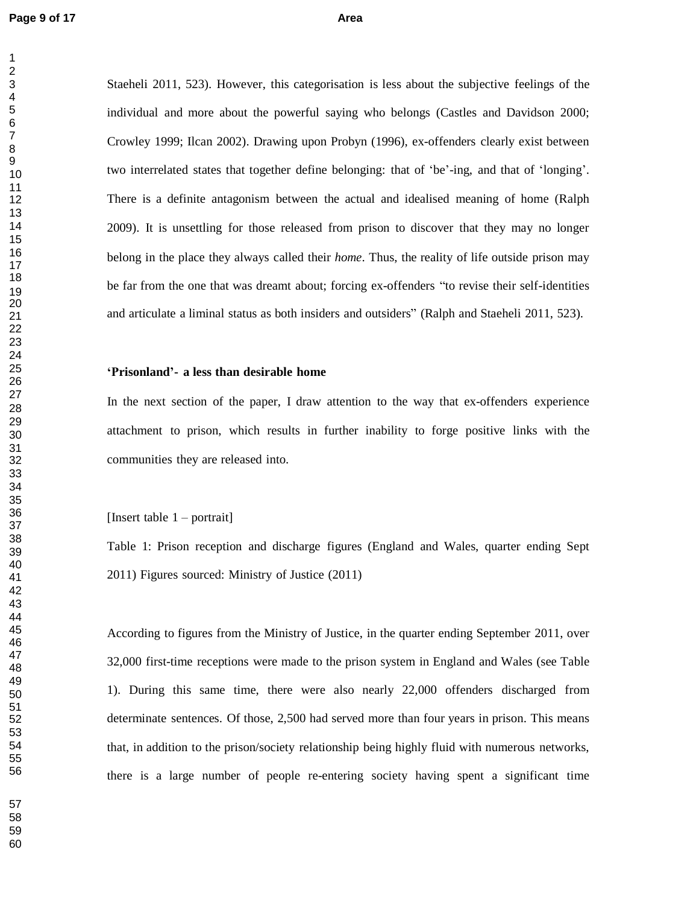Staeheli 2011, 523). However, this categorisation is less about the subjective feelings of the individual and more about the powerful saying who belongs (Castles and Davidson 2000; Crowley 1999; Ilcan 2002). Drawing upon Probyn (1996), ex-offenders clearly exist between two interrelated states that together define belonging: that of 'be'-ing, and that of 'longing'. There is a definite antagonism between the actual and idealised meaning of home (Ralph 2009). It is unsettling for those released from prison to discover that they may no longer belong in the place they always called their *home*. Thus, the reality of life outside prison may be far from the one that was dreamt about; forcing ex-offenders "to revise their self-identities and articulate a liminal status as both insiders and outsiders" (Ralph and Staeheli 2011, 523).

**'Prisonland'- a less than desirable home**

In the next section of the paper, I draw attention to the way that ex-offenders experience attachment to prison, which results in further inability to forge positive links with the communities they are released into.

[Insert table 1 – portrait]

Table 1: Prison reception and discharge figures (England and Wales, quarter ending Sept 2011) Figures sourced: Ministry of Justice (2011)

According to figures from the Ministry of Justice, in the quarter ending September 2011, over 32,000 first-time receptions were made to the prison system in England and Wales (see Table 1). During this same time, there were also nearly 22,000 offenders discharged from determinate sentences. Of those, 2,500 had served more than four years in prison. This means that, in addition to the prison/society relationship being highly fluid with numerous networks, there is a large number of people re-entering society having spent a significant time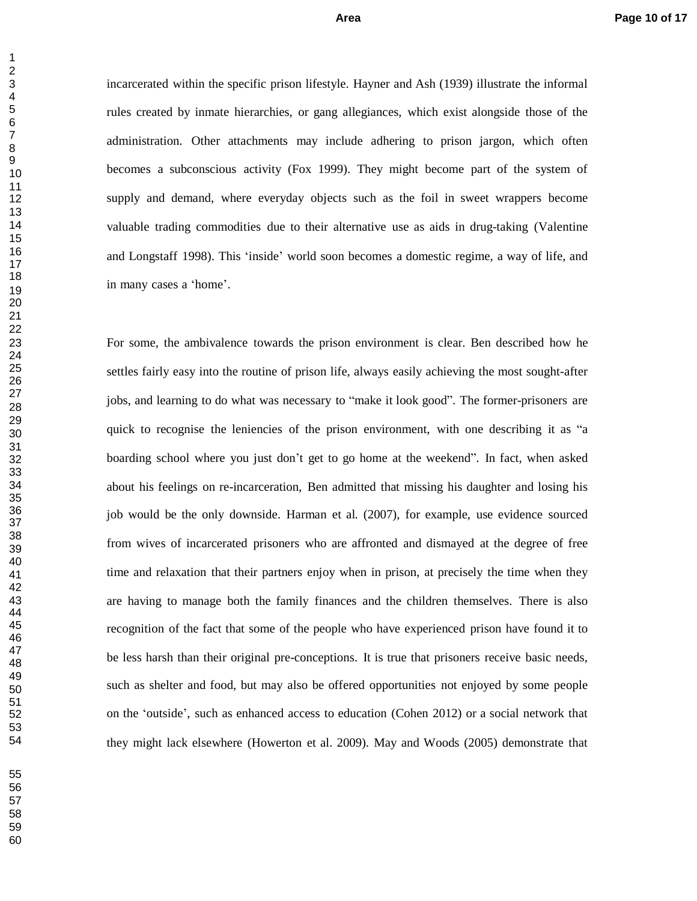incarcerated within the specific prison lifestyle. Hayner and Ash (1939) illustrate the informal rules created by inmate hierarchies, or gang allegiances, which exist alongside those of the administration. Other attachments may include adhering to prison jargon, which often becomes a subconscious activity (Fox 1999). They might become part of the system of supply and demand, where everyday objects such as the foil in sweet wrappers become valuable trading commodities due to their alternative use as aids in drug-taking (Valentine and Longstaff 1998). This 'inside' world soon becomes a domestic regime, a way of life, and in many cases a 'home'.

For some, the ambivalence towards the prison environment is clear. Ben described how he settles fairly easy into the routine of prison life, always easily achieving the most sought-after jobs, and learning to do what was necessary to "make it look good". The former-prisoners are quick to recognise the leniencies of the prison environment, with one describing it as "a boarding school where you just don't get to go home at the weekend". In fact, when asked about his feelings on re-incarceration, Ben admitted that missing his daughter and losing his job would be the only downside. Harman et al. (2007), for example, use evidence sourced from wives of incarcerated prisoners who are affronted and dismayed at the degree of free time and relaxation that their partners enjoy when in prison, at precisely the time when they are having to manage both the family finances and the children themselves. There is also recognition of the fact that some of the people who have experienced prison have found it to be less harsh than their original pre-conceptions. It is true that prisoners receive basic needs, such as shelter and food, but may also be offered opportunities not enjoyed by some people on the 'outside', such as enhanced access to education (Cohen 2012) or a social network that they might lack elsewhere (Howerton et al. 2009). May and Woods (2005) demonstrate that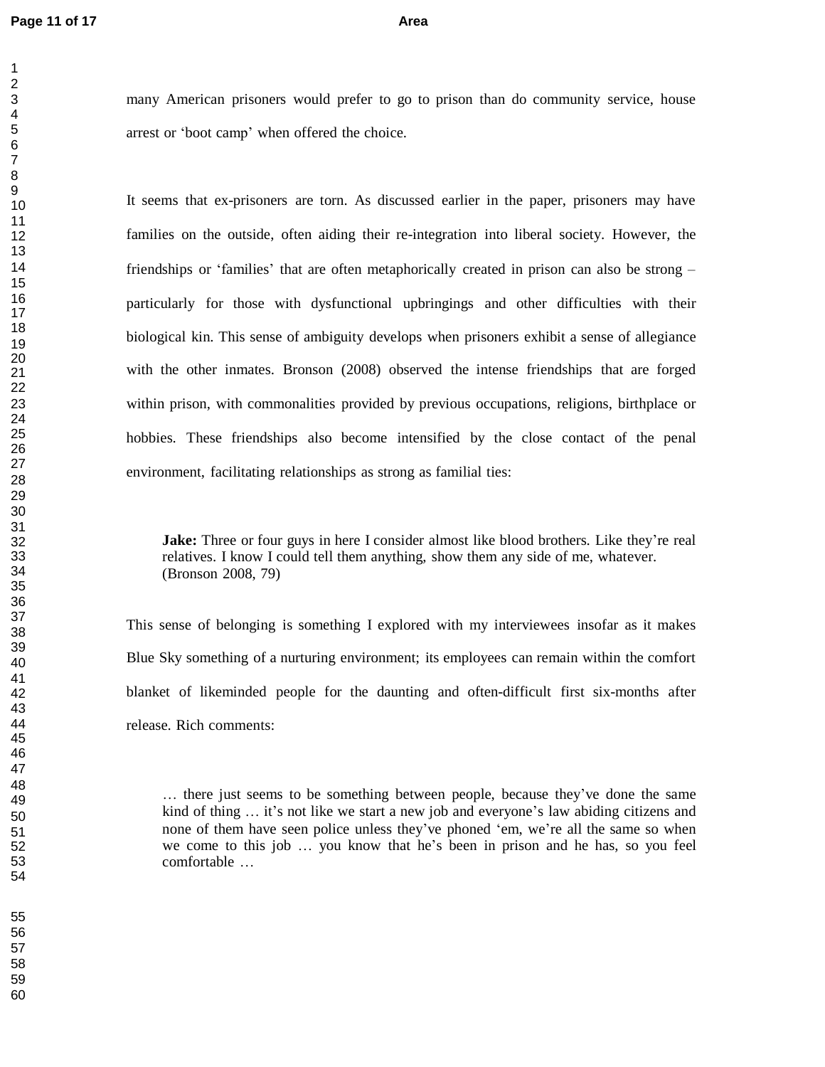many American prisoners would prefer to go to prison than do community service, house arrest or 'boot camp' when offered the choice.

It seems that ex-prisoners are torn. As discussed earlier in the paper, prisoners may have families on the outside, often aiding their re-integration into liberal society. However, the friendships or 'families' that are often metaphorically created in prison can also be strong – particularly for those with dysfunctional upbringings and other difficulties with their biological kin. This sense of ambiguity develops when prisoners exhibit a sense of allegiance with the other inmates. Bronson (2008) observed the intense friendships that are forged within prison, with commonalities provided by previous occupations, religions, birthplace or hobbies. These friendships also become intensified by the close contact of the penal environment, facilitating relationships as strong as familial ties:

> **Jake:** Three or four guys in here I consider almost like blood brothers. Like they're real relatives. I know I could tell them anything, show them any side of me, whatever. (Bronson 2008, 79)

This sense of belonging is something I explored with my interviewees insofar as it makes Blue Sky something of a nurturing environment; its employees can remain within the comfort blanket of likeminded people for the daunting and often-difficult first six-months after release. Rich comments:

> … there just seems to be something between people, because they've done the same kind of thing … it's not like we start a new job and everyone's law abiding citizens and none of them have seen police unless they've phoned 'em, we're all the same so when we come to this job … you know that he's been in prison and he has, so you feel comfortable …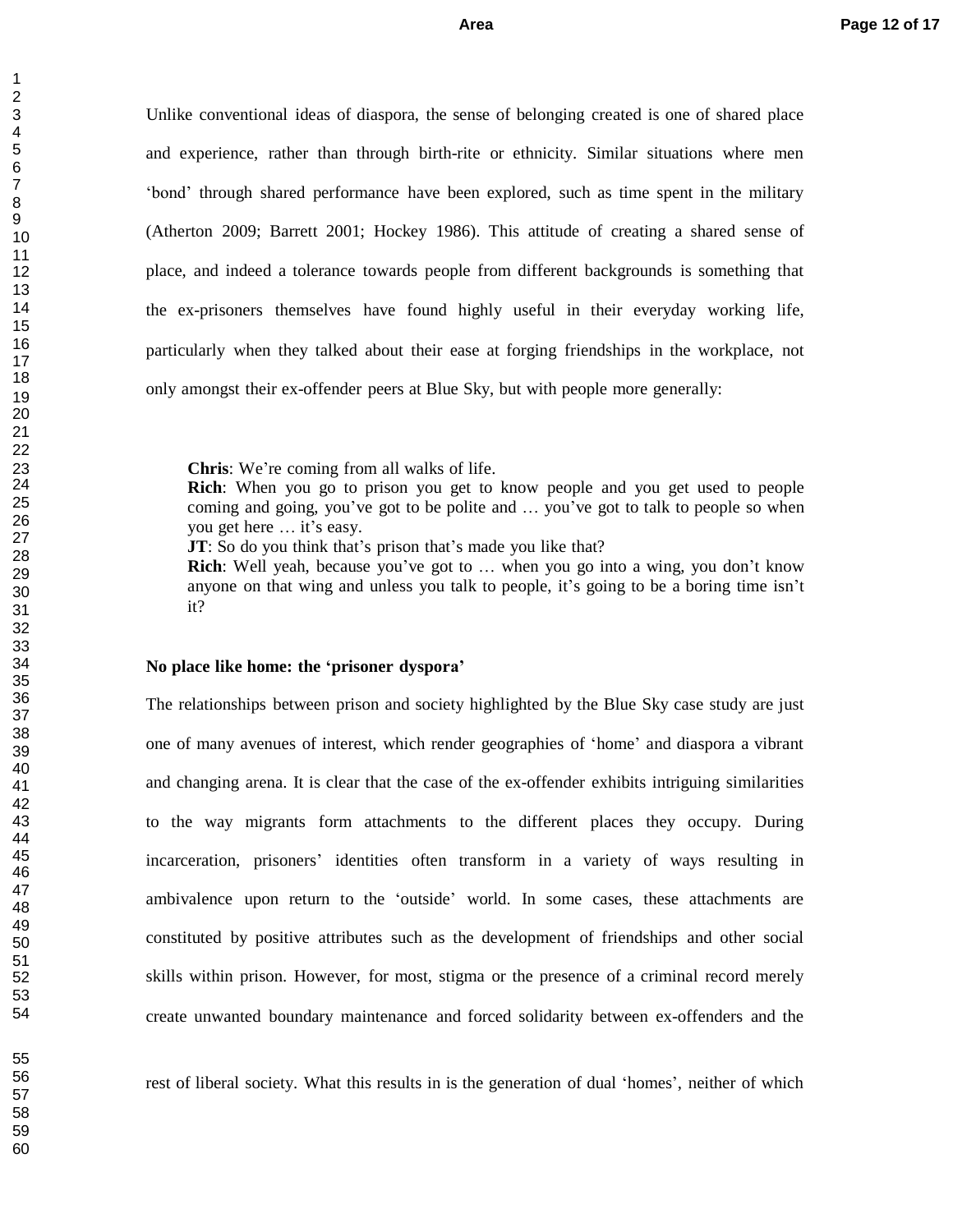Unlike conventional ideas of diaspora, the sense of belonging created is one of shared place and experience, rather than through birth-rite or ethnicity. Similar situations where men 'bond' through shared performance have been explored, such as time spent in the military (Atherton 2009; Barrett 2001; Hockey 1986). This attitude of creating a shared sense of place, and indeed a tolerance towards people from different backgrounds is something that the ex-prisoners themselves have found highly useful in their everyday working life, particularly when they talked about their ease at forging friendships in the workplace, not only amongst their ex-offender peers at Blue Sky, but with people more generally:

> **Chris**: We're coming from all walks of life.
> **Rich**: When you go to prison you get to know people and you get used to people coming and going, you've got to be polite and … you've got to talk to people so when you get here … it's easy.
> **JT**: So do you think that's prison that's made you like that?
> **Rich**: Well yeah, because you've got to … when you go into a wing, you don't know anyone on that wing and unless you talk to people, it's going to be a boring time isn't it?

**No place like home: the 'prisoner dyspora'**

The relationships between prison and society highlighted by the Blue Sky case study are just one of many avenues of interest, which render geographies of 'home' and diaspora a vibrant and changing arena. It is clear that the case of the ex-offender exhibits intriguing similarities to the way migrants form attachments to the different places they occupy. During incarceration, prisoners' identities often transform in a variety of ways resulting in ambivalence upon return to the 'outside' world. In some cases, these attachments are constituted by positive attributes such as the development of friendships and other social skills within prison. However, for most, stigma or the presence of a criminal record merely create unwanted boundary maintenance and forced solidarity between ex-offenders and the rest of liberal society. What this results in is the generation of dual 'homes', neither of which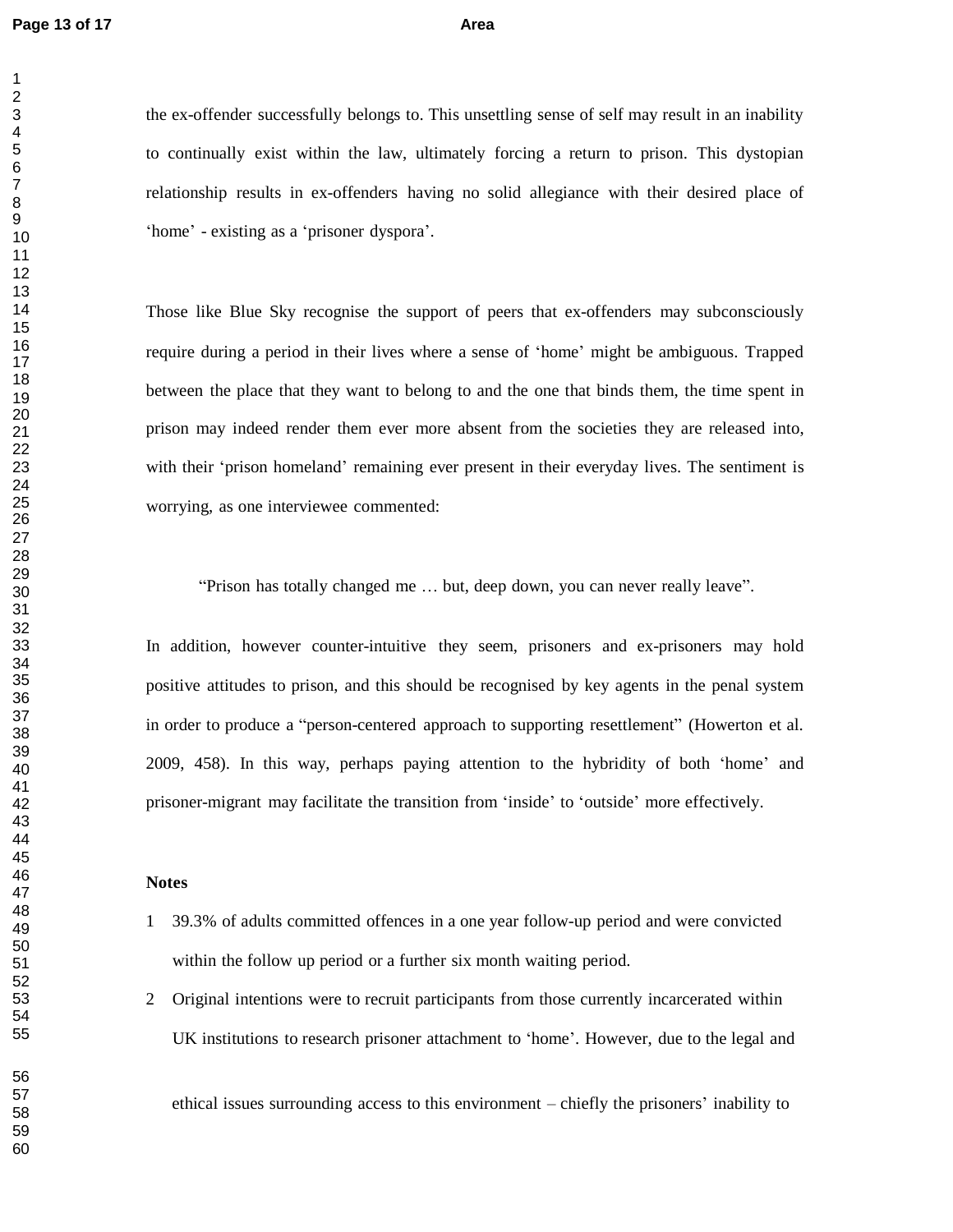the ex-offender successfully belongs to. This unsettling sense of self may result in an inability to continually exist within the law, ultimately forcing a return to prison. This dystopian relationship results in ex-offenders having no solid allegiance with their desired place of 'home' - existing as a 'prisoner dyspora'.

Those like Blue Sky recognise the support of peers that ex-offenders may subconsciously require during a period in their lives where a sense of 'home' might be ambiguous. Trapped between the place that they want to belong to and the one that binds them, the time spent in prison may indeed render them ever more absent from the societies they are released into, with their 'prison homeland' remaining ever present in their everyday lives. The sentiment is worrying, as one interviewee commented:

> "Prison has totally changed me … but, deep down, you can never really leave".

In addition, however counter-intuitive they seem, prisoners and ex-prisoners may hold positive attitudes to prison, and this should be recognised by key agents in the penal system in order to produce a "person-centered approach to supporting resettlement" (Howerton et al. 2009, 458). In this way, perhaps paying attention to the hybridity of both 'home' and prisoner-migrant may facilitate the transition from 'inside' to 'outside' more effectively.

**Notes**

1. 39.3% of adults committed offences in a one year follow-up period and were convicted within the follow up period or a further six month waiting period.
2. Original intentions were to recruit participants from those currently incarcerated within UK institutions to research prisoner attachment to 'home'. However, due to the legal and ethical issues surrounding access to this environment – chiefly the prisoners' inability to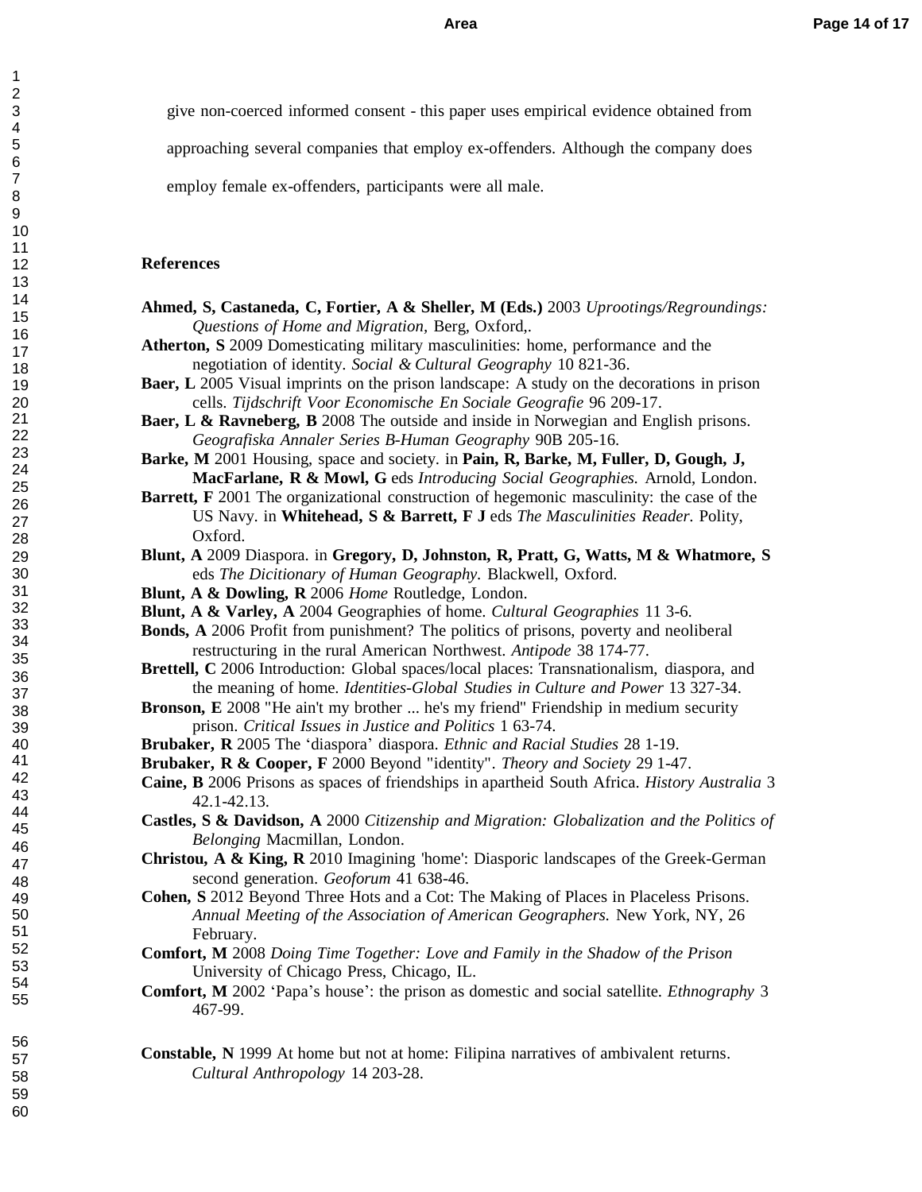give non-coerced informed consent - this paper uses empirical evidence obtained from approaching several companies that employ ex-offenders. Although the company does employ female ex-offenders, participants were all male.

## References

**Ahmed, S, Castaneda, C, Fortier, A & Sheller, M (Eds.)** 2003 *Uprootings/Regroundings: Questions of Home and Migration,* Berg, Oxford,.

**Atherton, S** 2009 Domesticating military masculinities: home, performance and the negotiation of identity. *Social & Cultural Geography* 10 821-36.

**Baer, L** 2005 Visual imprints on the prison landscape: A study on the decorations in prison cells. *Tijdschrift Voor Economische En Sociale Geografie* 96 209-17.

**Baer, L & Ravneberg, B** 2008 The outside and inside in Norwegian and English prisons. *Geografiska Annaler Series B-Human Geography* 90B 205-16.

**Barke, M** 2001 Housing, space and society. in **Pain, R, Barke, M, Fuller, D, Gough, J, MacFarlane, R & Mowl, G** eds *Introducing Social Geographies.* Arnold, London.

**Barrett, F** 2001 The organizational construction of hegemonic masculinity: the case of the US Navy. in **Whitehead, S & Barrett, F J** eds *The Masculinities Reader.* Polity, Oxford.

**Blunt, A** 2009 Diaspora. in **Gregory, D, Johnston, R, Pratt, G, Watts, M & Whatmore, S** eds *The Dicitionary of Human Geography.* Blackwell, Oxford.

**Blunt, A & Dowling, R** 2006 *Home* Routledge, London.

**Blunt, A & Varley, A** 2004 Geographies of home. *Cultural Geographies* 11 3-6.

**Bonds, A** 2006 Profit from punishment? The politics of prisons, poverty and neoliberal restructuring in the rural American Northwest. *Antipode* 38 174-77.

**Brettell, C** 2006 Introduction: Global spaces/local places: Transnationalism, diaspora, and the meaning of home. *Identities-Global Studies in Culture and Power* 13 327-34.

**Bronson, E** 2008 "He ain't my brother ... he's my friend" Friendship in medium security prison. *Critical Issues in Justice and Politics* 1 63-74.

**Brubaker, R** 2005 The 'diaspora' diaspora. *Ethnic and Racial Studies* 28 1-19.

**Brubaker, R & Cooper, F** 2000 Beyond "identity". *Theory and Society* 29 1-47.

**Caine, B** 2006 Prisons as spaces of friendships in apartheid South Africa. *History Australia* 3 42.1-42.13.

**Castles, S & Davidson, A** 2000 *Citizenship and Migration: Globalization and the Politics of Belonging* Macmillan, London.

**Christou, A & King, R** 2010 Imagining 'home': Diasporic landscapes of the Greek-German second generation. *Geoforum* 41 638-46.

**Cohen, S** 2012 Beyond Three Hots and a Cot: The Making of Places in Placeless Prisons. *Annual Meeting of the Association of American Geographers.* New York, NY, 26 February.

**Comfort, M** 2008 *Doing Time Together: Love and Family in the Shadow of the Prison* University of Chicago Press, Chicago, IL.

**Comfort, M** 2002 'Papa's house': the prison as domestic and social satellite. *Ethnography* 3 467-99.

**Constable, N** 1999 At home but not at home: Filipina narratives of ambivalent returns. *Cultural Anthropology* 14 203-28.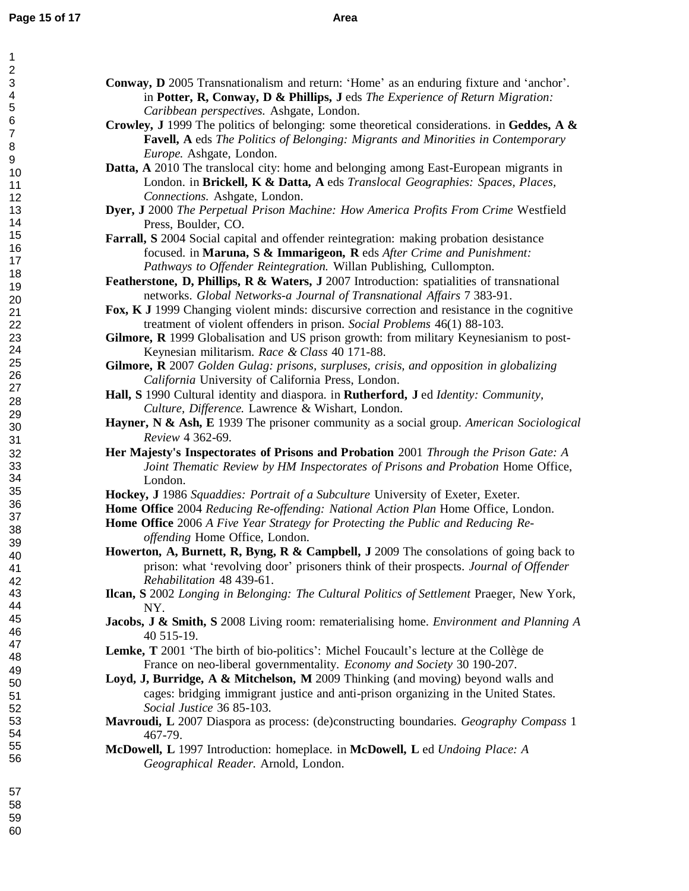**Conway, D** 2005 Transnationalism and return: 'Home' as an enduring fixture and 'anchor'. in **Potter, R, Conway, D & Phillips, J** eds *The Experience of Return Migration: Caribbean perspectives.* Ashgate, London.

**Crowley, J** 1999 The politics of belonging: some theoretical considerations. in **Geddes, A & Favell, A** eds *The Politics of Belonging: Migrants and Minorities in Contemporary Europe.* Ashgate, London.

**Datta, A** 2010 The translocal city: home and belonging among East-European migrants in London. in **Brickell, K & Datta, A** eds *Translocal Geographies: Spaces, Places, Connections.* Ashgate, London.

**Dyer, J** 2000 *The Perpetual Prison Machine: How America Profits From Crime* Westfield Press, Boulder, CO.

**Farrall, S** 2004 Social capital and offender reintegration: making probation desistance focused. in **Maruna, S & Immarigeon, R** eds *After Crime and Punishment: Pathways to Offender Reintegration.* Willan Publishing, Cullompton.

**Featherstone, D, Phillips, R & Waters, J** 2007 Introduction: spatialities of transnational networks. *Global Networks-a Journal of Transnational Affairs* 7 383-91.

**Fox, K J** 1999 Changing violent minds: discursive correction and resistance in the cognitive treatment of violent offenders in prison. *Social Problems* 46(1) 88-103.

**Gilmore, R** 1999 Globalisation and US prison growth: from military Keynesianism to post-Keynesian militarism. *Race & Class* 40 171-88.

**Gilmore, R** 2007 *Golden Gulag: prisons, surpluses, crisis, and opposition in globalizing California* University of California Press, London.

**Hall, S** 1990 Cultural identity and diaspora. in **Rutherford, J** ed *Identity: Community, Culture, Difference.* Lawrence & Wishart, London.

**Hayner, N & Ash, E** 1939 The prisoner community as a social group. *American Sociological Review* 4 362-69.

**Her Majesty's Inspectorates of Prisons and Probation** 2001 *Through the Prison Gate: A Joint Thematic Review by HM Inspectorates of Prisons and Probation* Home Office, London.

**Hockey, J** 1986 *Squaddies: Portrait of a Subculture* University of Exeter, Exeter.

**Home Office** 2004 *Reducing Re-offending: National Action Plan* Home Office, London.

**Home Office** 2006 *A Five Year Strategy for Protecting the Public and Reducing Re-offending* Home Office, London.

**Howerton, A, Burnett, R, Byng, R & Campbell, J** 2009 The consolations of going back to prison: what 'revolving door' prisoners think of their prospects. *Journal of Offender Rehabilitation* 48 439-61.

**Ilcan, S** 2002 *Longing in Belonging: The Cultural Politics of Settlement* Praeger, New York, NY.

**Jacobs, J & Smith, S** 2008 Living room: rematerialising home. *Environment and Planning A* 40 515-19.

**Lemke, T** 2001 'The birth of bio-politics': Michel Foucault's lecture at the Collège de France on neo-liberal governmentality. *Economy and Society* 30 190-207.

**Loyd, J, Burridge, A & Mitchelson, M** 2009 Thinking (and moving) beyond walls and cages: bridging immigrant justice and anti-prison organizing in the United States. *Social Justice* 36 85-103.

**Mavroudi, L** 2007 Diaspora as process: (de)constructing boundaries. *Geography Compass* 1 467-79.

**McDowell, L** 1997 Introduction: homeplace. in **McDowell, L** ed *Undoing Place: A Geographical Reader.* Arnold, London.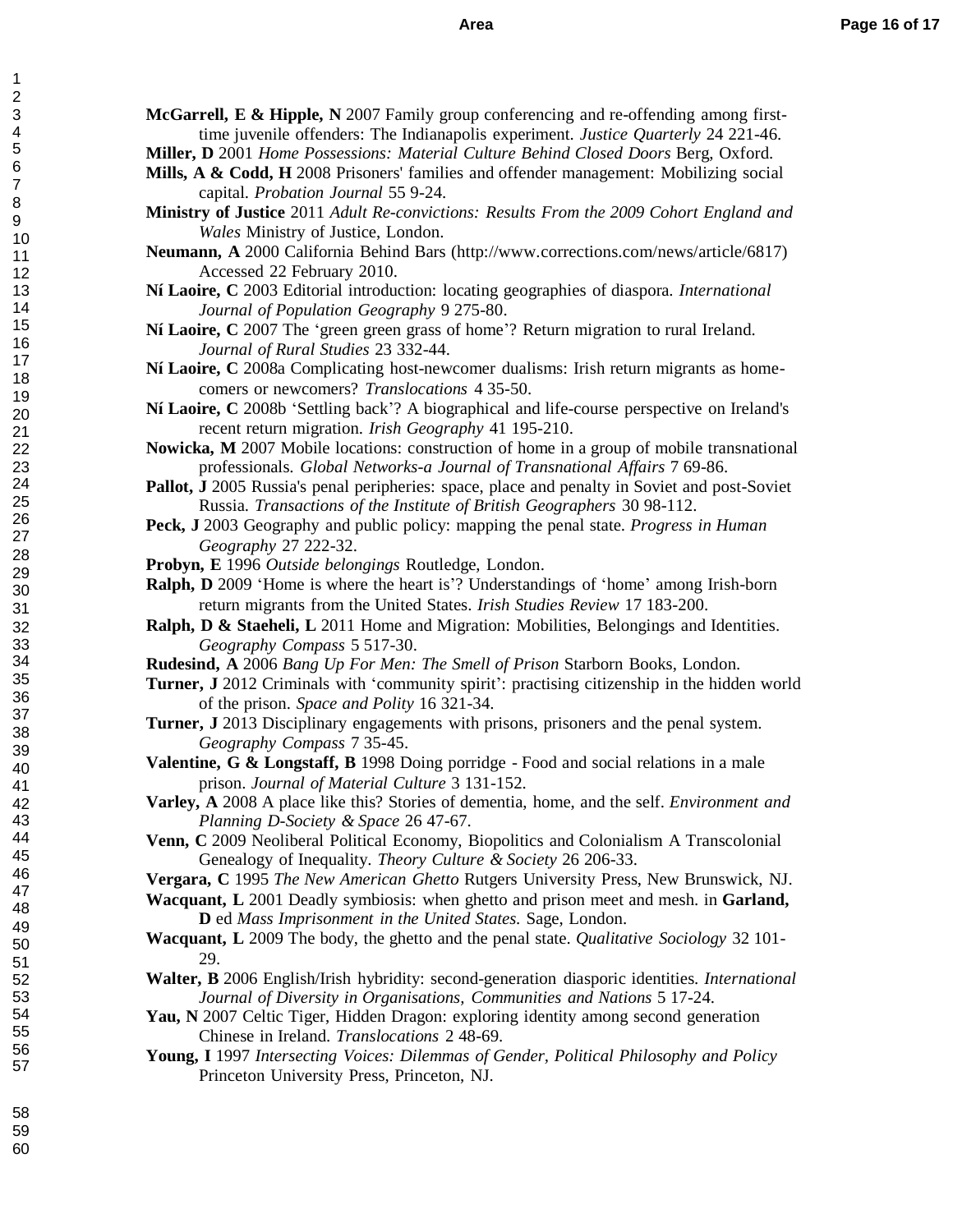**McGarrell, E & Hipple, N** 2007 Family group conferencing and re-offending among first-time juvenile offenders: The Indianapolis experiment. *Justice Quarterly* 24 221-46.

**Miller, D** 2001 *Home Possessions: Material Culture Behind Closed Doors* Berg, Oxford.

**Mills, A & Codd, H** 2008 Prisoners' families and offender management: Mobilizing social capital. *Probation Journal* 55 9-24.

**Ministry of Justice** 2011 *Adult Re-convictions: Results From the 2009 Cohort England and Wales* Ministry of Justice, London.

**Neumann, A** 2000 California Behind Bars (http://www.corrections.com/news/article/6817) Accessed 22 February 2010.

**Ní Laoire, C** 2003 Editorial introduction: locating geographies of diaspora. *International Journal of Population Geography* 9 275-80.

**Ní Laoire, C** 2007 The 'green green grass of home'? Return migration to rural Ireland. *Journal of Rural Studies* 23 332-44.

**Ní Laoire, C** 2008a Complicating host-newcomer dualisms: Irish return migrants as home-comers or newcomers? *Translocations* 4 35-50.

**Ní Laoire, C** 2008b 'Settling back'? A biographical and life-course perspective on Ireland's recent return migration. *Irish Geography* 41 195-210.

**Nowicka, M** 2007 Mobile locations: construction of home in a group of mobile transnational professionals. *Global Networks-a Journal of Transnational Affairs* 7 69-86.

**Pallot, J** 2005 Russia's penal peripheries: space, place and penalty in Soviet and post-Soviet Russia. *Transactions of the Institute of British Geographers* 30 98-112.

**Peck, J** 2003 Geography and public policy: mapping the penal state. *Progress in Human Geography* 27 222-32.

**Probyn, E** 1996 *Outside belongings* Routledge, London.

**Ralph, D** 2009 'Home is where the heart is'? Understandings of 'home' among Irish-born return migrants from the United States. *Irish Studies Review* 17 183-200.

**Ralph, D & Staeheli, L** 2011 Home and Migration: Mobilities, Belongings and Identities. *Geography Compass* 5 517-30.

**Rudesind, A** 2006 *Bang Up For Men: The Smell of Prison* Starborn Books, London.

**Turner, J** 2012 Criminals with 'community spirit': practising citizenship in the hidden world of the prison. *Space and Polity* 16 321-34.

**Turner, J** 2013 Disciplinary engagements with prisons, prisoners and the penal system. *Geography Compass* 7 35-45.

**Valentine, G & Longstaff, B** 1998 Doing porridge - Food and social relations in a male prison. *Journal of Material Culture* 3 131-152.

**Varley, A** 2008 A place like this? Stories of dementia, home, and the self. *Environment and Planning D-Society & Space* 26 47-67.

**Venn, C** 2009 Neoliberal Political Economy, Biopolitics and Colonialism A Transcolonial Genealogy of Inequality. *Theory Culture & Society* 26 206-33.

**Vergara, C** 1995 *The New American Ghetto* Rutgers University Press, New Brunswick, NJ.

**Wacquant, L** 2001 Deadly symbiosis: when ghetto and prison meet and mesh. in **Garland, D** ed *Mass Imprisonment in the United States.* Sage, London.

**Wacquant, L** 2009 The body, the ghetto and the penal state. *Qualitative Sociology* 32 101-29.

**Walter, B** 2006 English/Irish hybridity: second-generation diasporic identities. *International Journal of Diversity in Organisations, Communities and Nations* 5 17-24.

**Yau, N** 2007 Celtic Tiger, Hidden Dragon: exploring identity among second generation Chinese in Ireland. *Translocations* 2 48-69.

**Young, I** 1997 *Intersecting Voices: Dilemmas of Gender, Political Philosophy and Policy* Princeton University Press, Princeton, NJ.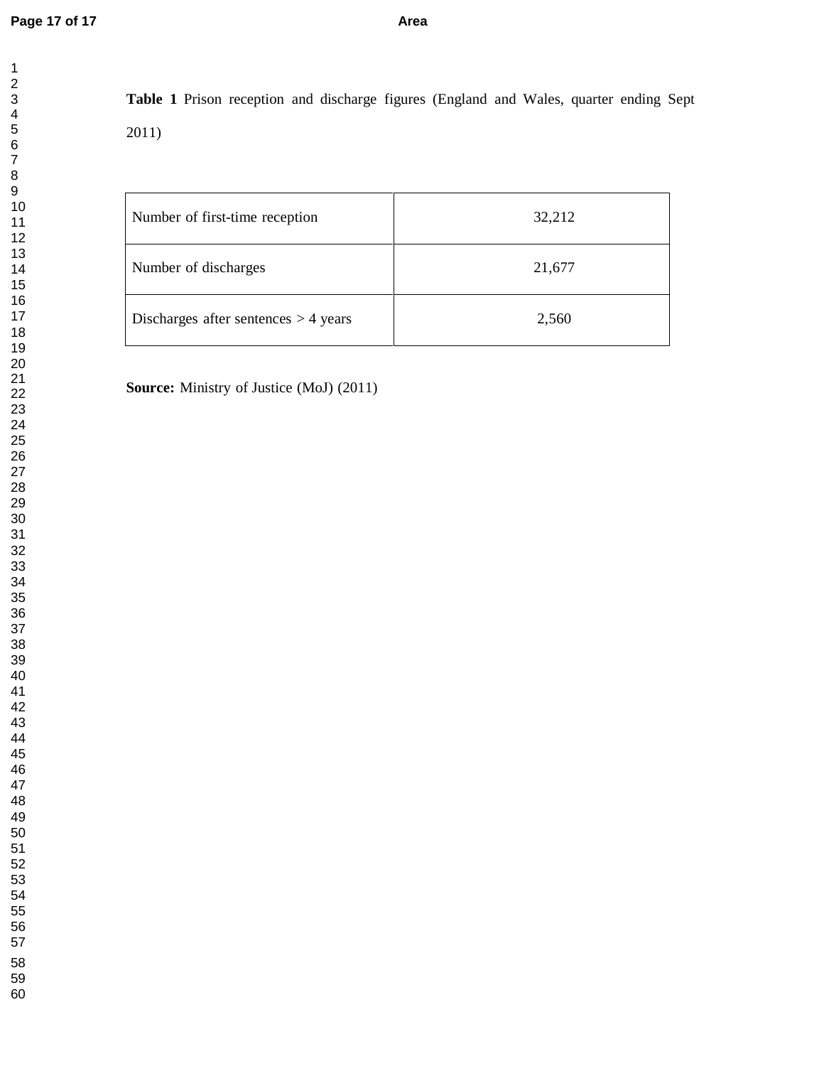**Table 1** Prison reception and discharge figures (England and Wales, quarter ending Sept 2011)

| | |
|---|---|
| Number of first-time reception | 32,212 |
| Number of discharges | 21,677 |
| Discharges after sentences > 4 years | 2,560 |

**Source:** Ministry of Justice (MoJ) (2011)